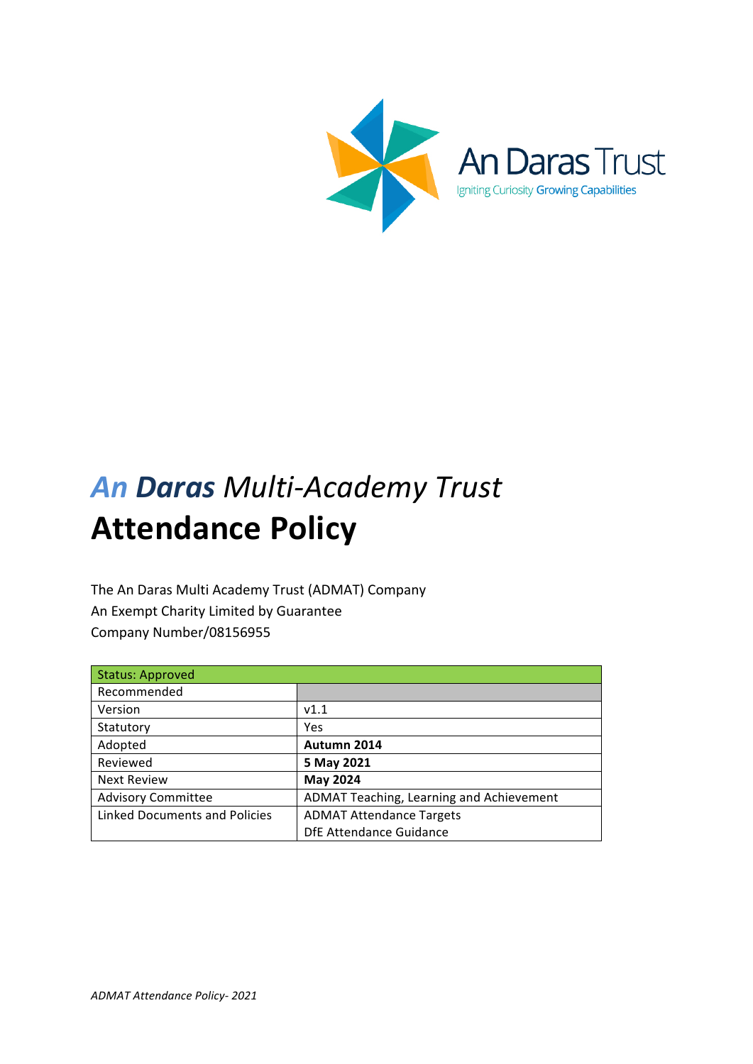An Daras Trust

Igniting Curiosity Growing Capabilities

# *An Daras Multi-Academy Trust*
# Attendance Policy

The An Daras Multi Academy Trust (ADMAT) Company
An Exempt Charity Limited by Guarantee
Company Number/08156955

| Status: Approved | |
|---|---|
| Recommended | |
| Version | v1.1 |
| Statutory | Yes |
| Adopted | **Autumn 2014** |
| Reviewed | **5 May 2021** |
| Next Review | **May 2024** |
| Advisory Committee | ADMAT Teaching, Learning and Achievement |
| Linked Documents and Policies | ADMAT Attendance Targets<br>DfE Attendance Guidance |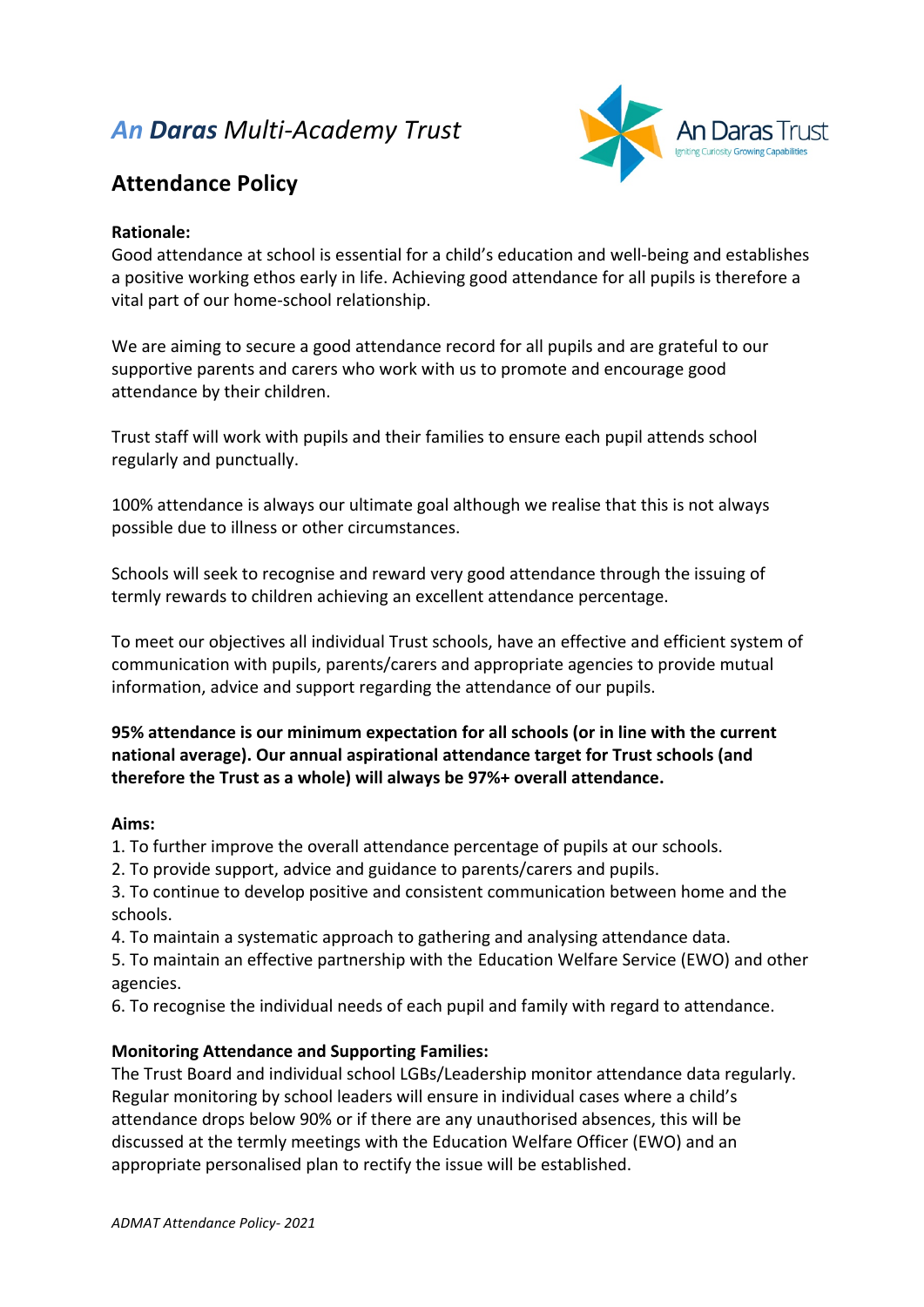# *An Daras Multi-Academy Trust*

## Attendance Policy

**Rationale:**
Good attendance at school is essential for a child's education and well-being and establishes a positive working ethos early in life. Achieving good attendance for all pupils is therefore a vital part of our home-school relationship.

We are aiming to secure a good attendance record for all pupils and are grateful to our supportive parents and carers who work with us to promote and encourage good attendance by their children.

Trust staff will work with pupils and their families to ensure each pupil attends school regularly and punctually.

100% attendance is always our ultimate goal although we realise that this is not always possible due to illness or other circumstances.

Schools will seek to recognise and reward very good attendance through the issuing of termly rewards to children achieving an excellent attendance percentage.

To meet our objectives all individual Trust schools, have an effective and efficient system of communication with pupils, parents/carers and appropriate agencies to provide mutual information, advice and support regarding the attendance of our pupils.

**95% attendance is our minimum expectation for all schools (or in line with the current national average). Our annual aspirational attendance target for Trust schools (and therefore the Trust as a whole) will always be 97%+ overall attendance.**

**Aims:**

1. To further improve the overall attendance percentage of pupils at our schools.
2. To provide support, advice and guidance to parents/carers and pupils.
3. To continue to develop positive and consistent communication between home and the schools.
4. To maintain a systematic approach to gathering and analysing attendance data.
5. To maintain an effective partnership with the Education Welfare Service (EWO) and other agencies.
6. To recognise the individual needs of each pupil and family with regard to attendance.

**Monitoring Attendance and Supporting Families:**
The Trust Board and individual school LGBs/Leadership monitor attendance data regularly. Regular monitoring by school leaders will ensure in individual cases where a child's attendance drops below 90% or if there are any unauthorised absences, this will be discussed at the termly meetings with the Education Welfare Officer (EWO) and an appropriate personalised plan to rectify the issue will be established.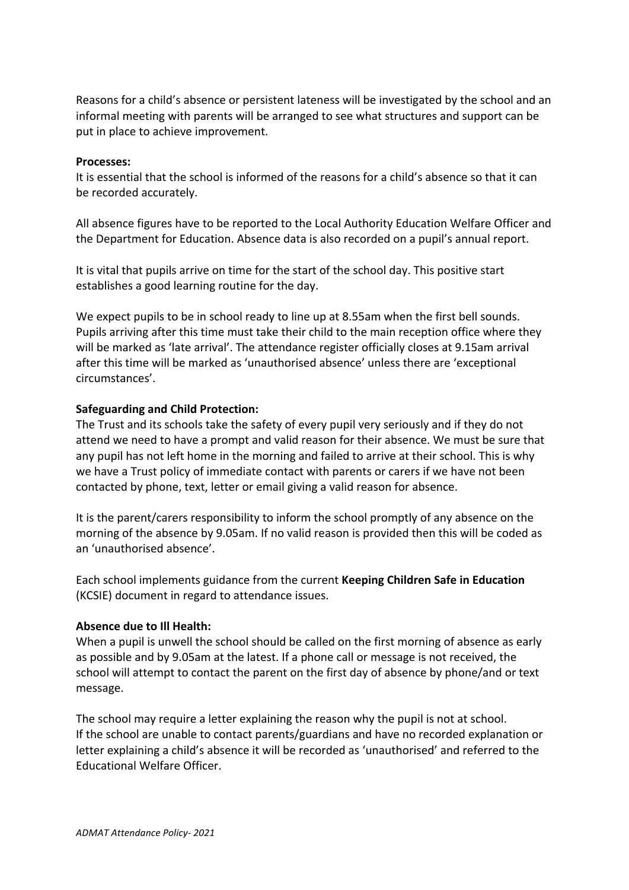Reasons for a child's absence or persistent lateness will be investigated by the school and an informal meeting with parents will be arranged to see what structures and support can be put in place to achieve improvement.

**Processes:**
It is essential that the school is informed of the reasons for a child's absence so that it can be recorded accurately.

All absence figures have to be reported to the Local Authority Education Welfare Officer and the Department for Education. Absence data is also recorded on a pupil's annual report.

It is vital that pupils arrive on time for the start of the school day. This positive start establishes a good learning routine for the day.

We expect pupils to be in school ready to line up at 8.55am when the first bell sounds. Pupils arriving after this time must take their child to the main reception office where they will be marked as 'late arrival'. The attendance register officially closes at 9.15am arrival after this time will be marked as 'unauthorised absence' unless there are 'exceptional circumstances'.

**Safeguarding and Child Protection:**
The Trust and its schools take the safety of every pupil very seriously and if they do not attend we need to have a prompt and valid reason for their absence. We must be sure that any pupil has not left home in the morning and failed to arrive at their school. This is why we have a Trust policy of immediate contact with parents or carers if we have not been contacted by phone, text, letter or email giving a valid reason for absence.

It is the parent/carers responsibility to inform the school promptly of any absence on the morning of the absence by 9.05am. If no valid reason is provided then this will be coded as an 'unauthorised absence'.

Each school implements guidance from the current **Keeping Children Safe in Education** (KCSIE) document in regard to attendance issues.

**Absence due to Ill Health:**
When a pupil is unwell the school should be called on the first morning of absence as early as possible and by 9.05am at the latest. If a phone call or message is not received, the school will attempt to contact the parent on the first day of absence by phone/and or text message.

The school may require a letter explaining the reason why the pupil is not at school.
If the school are unable to contact parents/guardians and have no recorded explanation or letter explaining a child's absence it will be recorded as 'unauthorised' and referred to the Educational Welfare Officer.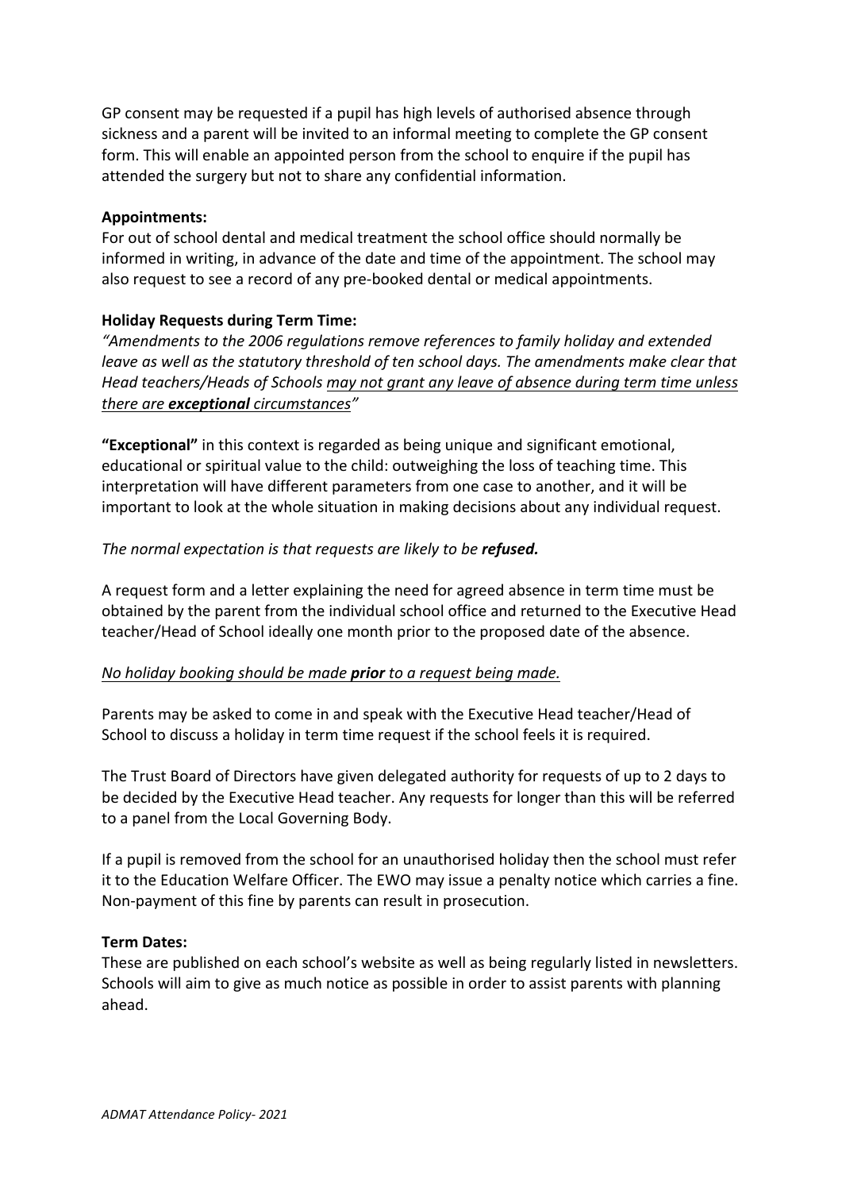GP consent may be requested if a pupil has high levels of authorised absence through sickness and a parent will be invited to an informal meeting to complete the GP consent form. This will enable an appointed person from the school to enquire if the pupil has attended the surgery but not to share any confidential information.

**Appointments:**
For out of school dental and medical treatment the school office should normally be informed in writing, in advance of the date and time of the appointment. The school may also request to see a record of any pre-booked dental or medical appointments.

**Holiday Requests during Term Time:**
*"Amendments to the 2006 regulations remove references to family holiday and extended leave as well as the statutory threshold of ten school days. The amendments make clear that Head teachers/Heads of Schools <u>may not grant any leave of absence during term time unless there are **exceptional** circumstances</u>"*

**"Exceptional"** in this context is regarded as being unique and significant emotional, educational or spiritual value to the child: outweighing the loss of teaching time. This interpretation will have different parameters from one case to another, and it will be important to look at the whole situation in making decisions about any individual request.

*The normal expectation is that requests are likely to be **refused.***

A request form and a letter explaining the need for agreed absence in term time must be obtained by the parent from the individual school office and returned to the Executive Head teacher/Head of School ideally one month prior to the proposed date of the absence.

*<u>No holiday booking should be made **prior** to a request being made.</u>*

Parents may be asked to come in and speak with the Executive Head teacher/Head of School to discuss a holiday in term time request if the school feels it is required.

The Trust Board of Directors have given delegated authority for requests of up to 2 days to be decided by the Executive Head teacher. Any requests for longer than this will be referred to a panel from the Local Governing Body.

If a pupil is removed from the school for an unauthorised holiday then the school must refer it to the Education Welfare Officer. The EWO may issue a penalty notice which carries a fine. Non-payment of this fine by parents can result in prosecution.

**Term Dates:**
These are published on each school's website as well as being regularly listed in newsletters. Schools will aim to give as much notice as possible in order to assist parents with planning ahead.